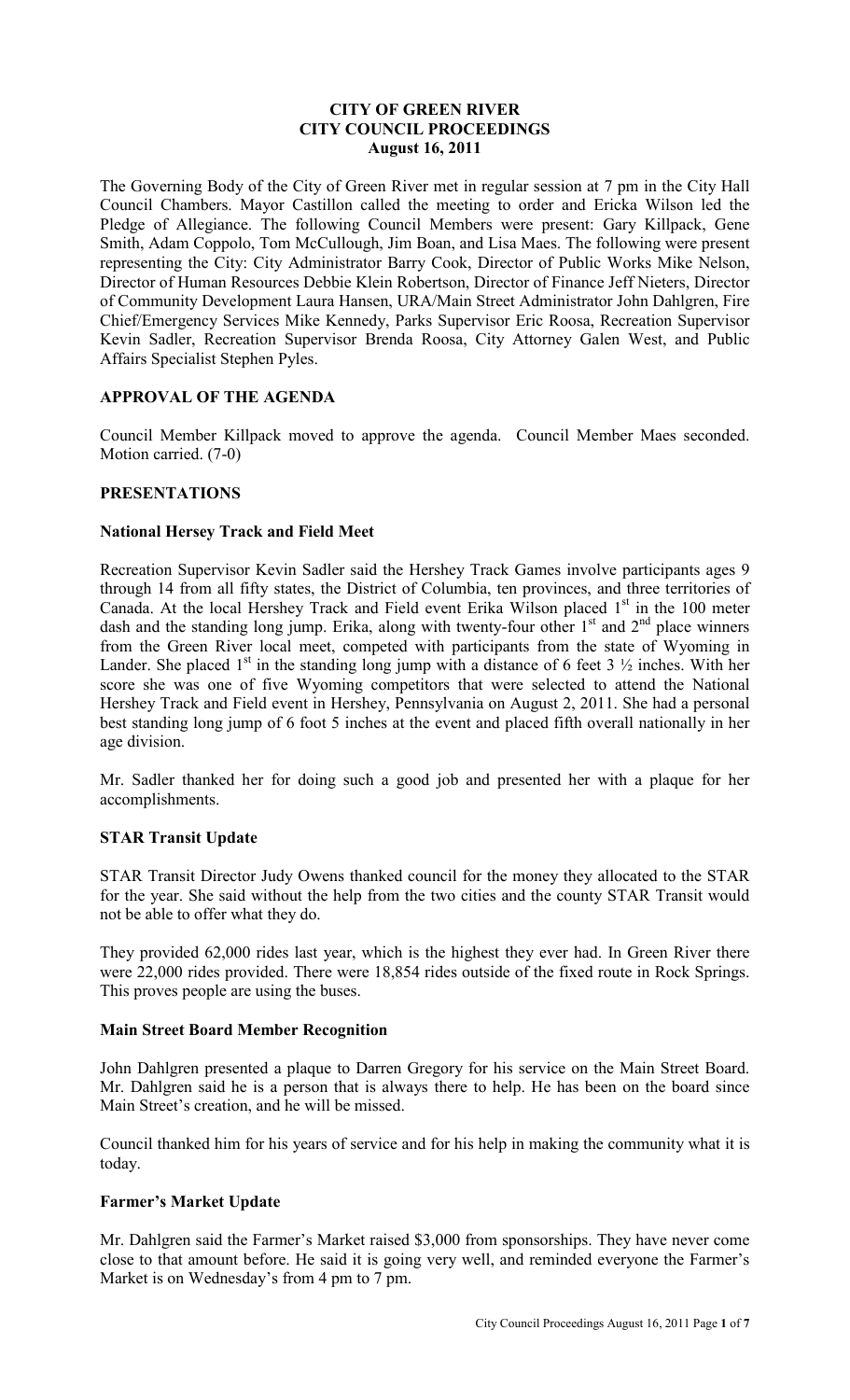# CITY OF GREEN RIVER
# CITY COUNCIL PROCEEDINGS
## August 16, 2011

The Governing Body of the City of Green River met in regular session at 7 pm in the City Hall Council Chambers. Mayor Castillon called the meeting to order and Ericka Wilson led the Pledge of Allegiance. The following Council Members were present: Gary Killpack, Gene Smith, Adam Coppolo, Tom McCullough, Jim Boan, and Lisa Maes. The following were present representing the City: City Administrator Barry Cook, Director of Public Works Mike Nelson, Director of Human Resources Debbie Klein Robertson, Director of Finance Jeff Nieters, Director of Community Development Laura Hansen, URA/Main Street Administrator John Dahlgren, Fire Chief/Emergency Services Mike Kennedy, Parks Supervisor Eric Roosa, Recreation Supervisor Kevin Sadler, Recreation Supervisor Brenda Roosa, City Attorney Galen West, and Public Affairs Specialist Stephen Pyles.

### APPROVAL OF THE AGENDA

Council Member Killpack moved to approve the agenda. Council Member Maes seconded. Motion carried. (7-0)

### PRESENTATIONS

#### National Hersey Track and Field Meet

Recreation Supervisor Kevin Sadler said the Hershey Track Games involve participants ages 9 through 14 from all fifty states, the District of Columbia, ten provinces, and three territories of Canada. At the local Hershey Track and Field event Erika Wilson placed 1st in the 100 meter dash and the standing long jump. Erika, along with twenty-four other 1st and 2nd place winners from the Green River local meet, competed with participants from the state of Wyoming in Lander. She placed 1st in the standing long jump with a distance of 6 feet 3 ½ inches. With her score she was one of five Wyoming competitors that were selected to attend the National Hershey Track and Field event in Hershey, Pennsylvania on August 2, 2011. She had a personal best standing long jump of 6 foot 5 inches at the event and placed fifth overall nationally in her age division.

Mr. Sadler thanked her for doing such a good job and presented her with a plaque for her accomplishments.

#### STAR Transit Update

STAR Transit Director Judy Owens thanked council for the money they allocated to the STAR for the year. She said without the help from the two cities and the county STAR Transit would not be able to offer what they do.

They provided 62,000 rides last year, which is the highest they ever had. In Green River there were 22,000 rides provided. There were 18,854 rides outside of the fixed route in Rock Springs. This proves people are using the buses.

#### Main Street Board Member Recognition

John Dahlgren presented a plaque to Darren Gregory for his service on the Main Street Board. Mr. Dahlgren said he is a person that is always there to help. He has been on the board since Main Street's creation, and he will be missed.

Council thanked him for his years of service and for his help in making the community what it is today.

#### Farmer's Market Update

Mr. Dahlgren said the Farmer's Market raised $3,000 from sponsorships. They have never come close to that amount before. He said it is going very well, and reminded everyone the Farmer's Market is on Wednesday's from 4 pm to 7 pm.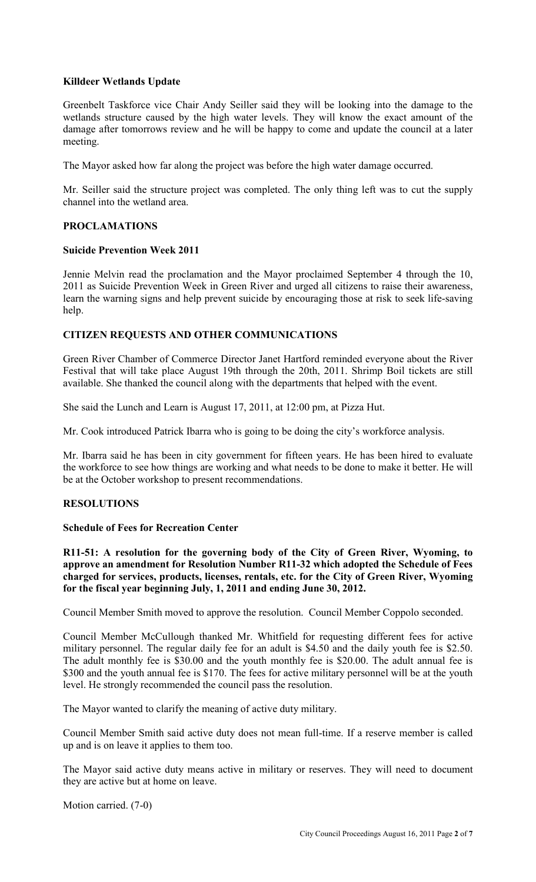**Killdeer Wetlands Update**

Greenbelt Taskforce vice Chair Andy Seiller said they will be looking into the damage to the wetlands structure caused by the high water levels. They will know the exact amount of the damage after tomorrows review and he will be happy to come and update the council at a later meeting.

The Mayor asked how far along the project was before the high water damage occurred.

Mr. Seiller said the structure project was completed. The only thing left was to cut the supply channel into the wetland area.

## PROCLAMATIONS

**Suicide Prevention Week 2011**

Jennie Melvin read the proclamation and the Mayor proclaimed September 4 through the 10, 2011 as Suicide Prevention Week in Green River and urged all citizens to raise their awareness, learn the warning signs and help prevent suicide by encouraging those at risk to seek life-saving help.

## CITIZEN REQUESTS AND OTHER COMMUNICATIONS

Green River Chamber of Commerce Director Janet Hartford reminded everyone about the River Festival that will take place August 19th through the 20th, 2011. Shrimp Boil tickets are still available. She thanked the council along with the departments that helped with the event.

She said the Lunch and Learn is August 17, 2011, at 12:00 pm, at Pizza Hut.

Mr. Cook introduced Patrick Ibarra who is going to be doing the city's workforce analysis.

Mr. Ibarra said he has been in city government for fifteen years. He has been hired to evaluate the workforce to see how things are working and what needs to be done to make it better. He will be at the October workshop to present recommendations.

## RESOLUTIONS

**Schedule of Fees for Recreation Center**

**R11-51: A resolution for the governing body of the City of Green River, Wyoming, to approve an amendment for Resolution Number R11-32 which adopted the Schedule of Fees charged for services, products, licenses, rentals, etc. for the City of Green River, Wyoming for the fiscal year beginning July, 1, 2011 and ending June 30, 2012.**

Council Member Smith moved to approve the resolution. Council Member Coppolo seconded.

Council Member McCullough thanked Mr. Whitfield for requesting different fees for active military personnel. The regular daily fee for an adult is $4.50 and the daily youth fee is $2.50. The adult monthly fee is $30.00 and the youth monthly fee is $20.00. The adult annual fee is $300 and the youth annual fee is $170. The fees for active military personnel will be at the youth level. He strongly recommended the council pass the resolution.

The Mayor wanted to clarify the meaning of active duty military.

Council Member Smith said active duty does not mean full-time. If a reserve member is called up and is on leave it applies to them too.

The Mayor said active duty means active in military or reserves. They will need to document they are active but at home on leave.

Motion carried. (7-0)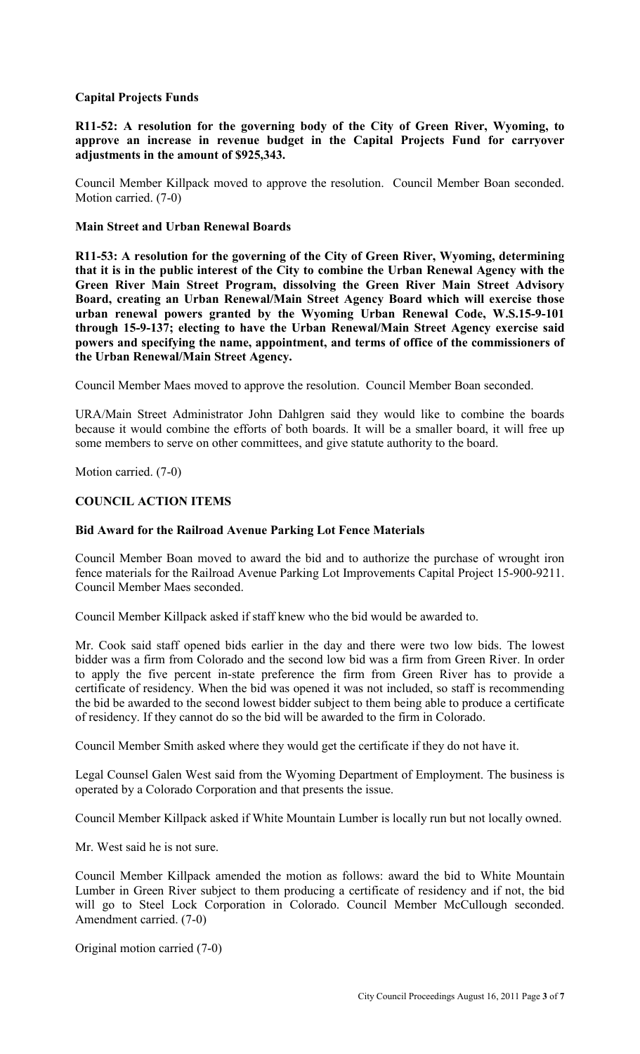**Capital Projects Funds**

**R11-52: A resolution for the governing body of the City of Green River, Wyoming, to approve an increase in revenue budget in the Capital Projects Fund for carryover adjustments in the amount of $925,343.**

Council Member Killpack moved to approve the resolution. Council Member Boan seconded. Motion carried. (7-0)

**Main Street and Urban Renewal Boards**

**R11-53: A resolution for the governing of the City of Green River, Wyoming, determining that it is in the public interest of the City to combine the Urban Renewal Agency with the Green River Main Street Program, dissolving the Green River Main Street Advisory Board, creating an Urban Renewal/Main Street Agency Board which will exercise those urban renewal powers granted by the Wyoming Urban Renewal Code, W.S.15-9-101 through 15-9-137; electing to have the Urban Renewal/Main Street Agency exercise said powers and specifying the name, appointment, and terms of office of the commissioners of the Urban Renewal/Main Street Agency.**

Council Member Maes moved to approve the resolution. Council Member Boan seconded.

URA/Main Street Administrator John Dahlgren said they would like to combine the boards because it would combine the efforts of both boards. It will be a smaller board, it will free up some members to serve on other committees, and give statute authority to the board.

Motion carried. (7-0)

**COUNCIL ACTION ITEMS**

**Bid Award for the Railroad Avenue Parking Lot Fence Materials**

Council Member Boan moved to award the bid and to authorize the purchase of wrought iron fence materials for the Railroad Avenue Parking Lot Improvements Capital Project 15-900-9211. Council Member Maes seconded.

Council Member Killpack asked if staff knew who the bid would be awarded to.

Mr. Cook said staff opened bids earlier in the day and there were two low bids. The lowest bidder was a firm from Colorado and the second low bid was a firm from Green River. In order to apply the five percent in-state preference the firm from Green River has to provide a certificate of residency. When the bid was opened it was not included, so staff is recommending the bid be awarded to the second lowest bidder subject to them being able to produce a certificate of residency. If they cannot do so the bid will be awarded to the firm in Colorado.

Council Member Smith asked where they would get the certificate if they do not have it.

Legal Counsel Galen West said from the Wyoming Department of Employment. The business is operated by a Colorado Corporation and that presents the issue.

Council Member Killpack asked if White Mountain Lumber is locally run but not locally owned.

Mr. West said he is not sure.

Council Member Killpack amended the motion as follows: award the bid to White Mountain Lumber in Green River subject to them producing a certificate of residency and if not, the bid will go to Steel Lock Corporation in Colorado. Council Member McCullough seconded. Amendment carried. (7-0)

Original motion carried (7-0)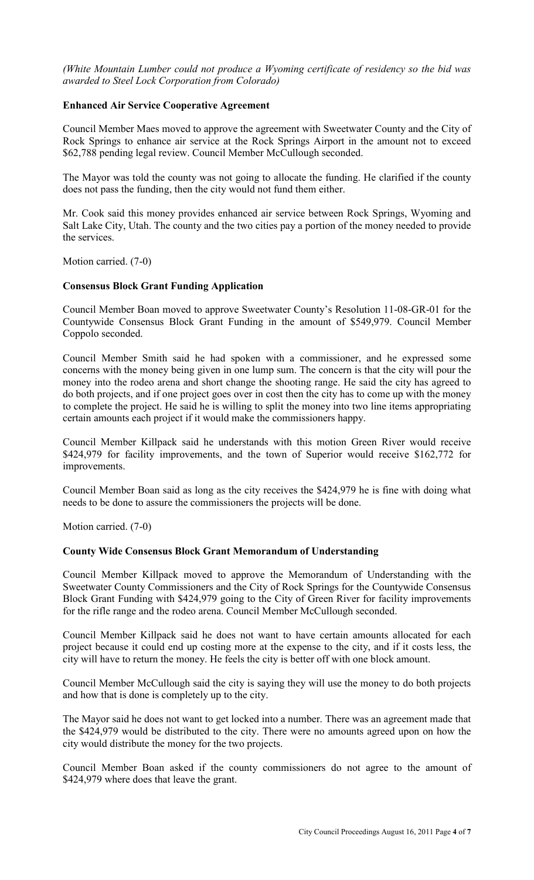*(White Mountain Lumber could not produce a Wyoming certificate of residency so the bid was awarded to Steel Lock Corporation from Colorado)*

**Enhanced Air Service Cooperative Agreement**

Council Member Maes moved to approve the agreement with Sweetwater County and the City of Rock Springs to enhance air service at the Rock Springs Airport in the amount not to exceed $62,788 pending legal review. Council Member McCullough seconded.

The Mayor was told the county was not going to allocate the funding. He clarified if the county does not pass the funding, then the city would not fund them either.

Mr. Cook said this money provides enhanced air service between Rock Springs, Wyoming and Salt Lake City, Utah. The county and the two cities pay a portion of the money needed to provide the services.

Motion carried. (7-0)

**Consensus Block Grant Funding Application**

Council Member Boan moved to approve Sweetwater County's Resolution 11-08-GR-01 for the Countywide Consensus Block Grant Funding in the amount of $549,979. Council Member Coppolo seconded.

Council Member Smith said he had spoken with a commissioner, and he expressed some concerns with the money being given in one lump sum. The concern is that the city will pour the money into the rodeo arena and short change the shooting range. He said the city has agreed to do both projects, and if one project goes over in cost then the city has to come up with the money to complete the project. He said he is willing to split the money into two line items appropriating certain amounts each project if it would make the commissioners happy.

Council Member Killpack said he understands with this motion Green River would receive $424,979 for facility improvements, and the town of Superior would receive $162,772 for improvements.

Council Member Boan said as long as the city receives the $424,979 he is fine with doing what needs to be done to assure the commissioners the projects will be done.

Motion carried. (7-0)

**County Wide Consensus Block Grant Memorandum of Understanding**

Council Member Killpack moved to approve the Memorandum of Understanding with the Sweetwater County Commissioners and the City of Rock Springs for the Countywide Consensus Block Grant Funding with $424,979 going to the City of Green River for facility improvements for the rifle range and the rodeo arena. Council Member McCullough seconded.

Council Member Killpack said he does not want to have certain amounts allocated for each project because it could end up costing more at the expense to the city, and if it costs less, the city will have to return the money. He feels the city is better off with one block amount.

Council Member McCullough said the city is saying they will use the money to do both projects and how that is done is completely up to the city.

The Mayor said he does not want to get locked into a number. There was an agreement made that the $424,979 would be distributed to the city. There were no amounts agreed upon on how the city would distribute the money for the two projects.

Council Member Boan asked if the county commissioners do not agree to the amount of $424,979 where does that leave the grant.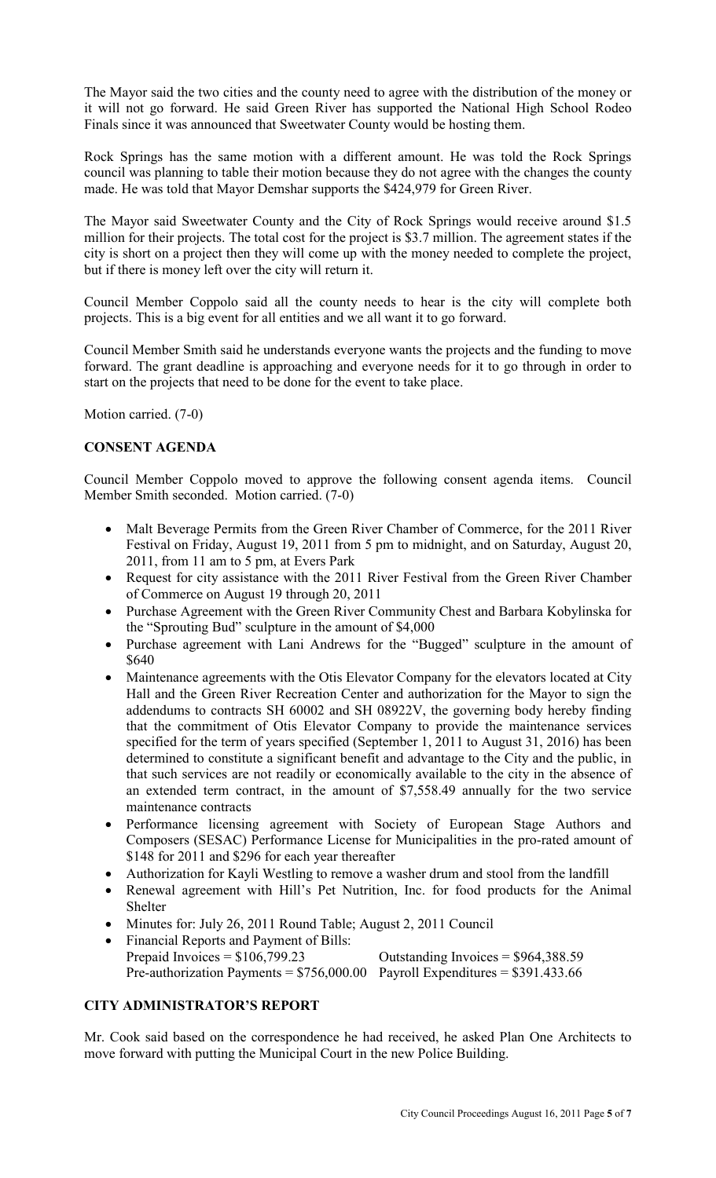The Mayor said the two cities and the county need to agree with the distribution of the money or it will not go forward. He said Green River has supported the National High School Rodeo Finals since it was announced that Sweetwater County would be hosting them.

Rock Springs has the same motion with a different amount. He was told the Rock Springs council was planning to table their motion because they do not agree with the changes the county made. He was told that Mayor Demshar supports the $424,979 for Green River.

The Mayor said Sweetwater County and the City of Rock Springs would receive around $1.5 million for their projects. The total cost for the project is $3.7 million. The agreement states if the city is short on a project then they will come up with the money needed to complete the project, but if there is money left over the city will return it.

Council Member Coppolo said all the county needs to hear is the city will complete both projects. This is a big event for all entities and we all want it to go forward.

Council Member Smith said he understands everyone wants the projects and the funding to move forward. The grant deadline is approaching and everyone needs for it to go through in order to start on the projects that need to be done for the event to take place.

Motion carried. (7-0)

## CONSENT AGENDA

Council Member Coppolo moved to approve the following consent agenda items. Council Member Smith seconded. Motion carried. (7-0)

- Malt Beverage Permits from the Green River Chamber of Commerce, for the 2011 River Festival on Friday, August 19, 2011 from 5 pm to midnight, and on Saturday, August 20, 2011, from 11 am to 5 pm, at Evers Park
- Request for city assistance with the 2011 River Festival from the Green River Chamber of Commerce on August 19 through 20, 2011
- Purchase Agreement with the Green River Community Chest and Barbara Kobylinska for the "Sprouting Bud" sculpture in the amount of $4,000
- Purchase agreement with Lani Andrews for the "Bugged" sculpture in the amount of $640
- Maintenance agreements with the Otis Elevator Company for the elevators located at City Hall and the Green River Recreation Center and authorization for the Mayor to sign the addendums to contracts SH 60002 and SH 08922V, the governing body hereby finding that the commitment of Otis Elevator Company to provide the maintenance services specified for the term of years specified (September 1, 2011 to August 31, 2016) has been determined to constitute a significant benefit and advantage to the City and the public, in that such services are not readily or economically available to the city in the absence of an extended term contract, in the amount of $7,558.49 annually for the two service maintenance contracts
- Performance licensing agreement with Society of European Stage Authors and Composers (SESAC) Performance License for Municipalities in the pro-rated amount of $148 for 2011 and $296 for each year thereafter
- Authorization for Kayli Westling to remove a washer drum and stool from the landfill
- Renewal agreement with Hill's Pet Nutrition, Inc. for food products for the Animal Shelter
- Minutes for: July 26, 2011 Round Table; August 2, 2011 Council
- Financial Reports and Payment of Bills:
  Prepaid Invoices = $106,799.23 Outstanding Invoices = $964,388.59
  Pre-authorization Payments = $756,000.00 Payroll Expenditures = $391.433.66

## CITY ADMINISTRATOR'S REPORT

Mr. Cook said based on the correspondence he had received, he asked Plan One Architects to move forward with putting the Municipal Court in the new Police Building.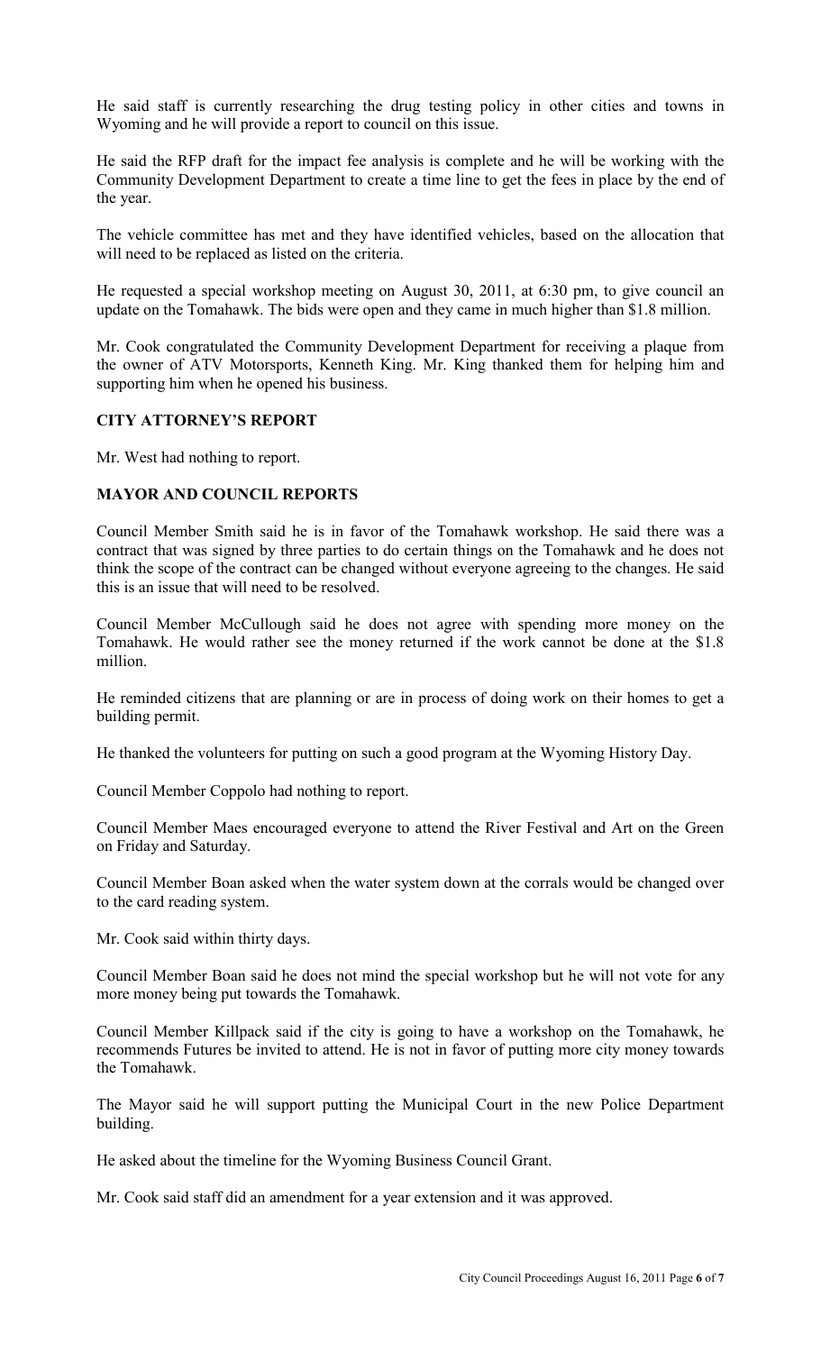He said staff is currently researching the drug testing policy in other cities and towns in Wyoming and he will provide a report to council on this issue.

He said the RFP draft for the impact fee analysis is complete and he will be working with the Community Development Department to create a time line to get the fees in place by the end of the year.

The vehicle committee has met and they have identified vehicles, based on the allocation that will need to be replaced as listed on the criteria.

He requested a special workshop meeting on August 30, 2011, at 6:30 pm, to give council an update on the Tomahawk. The bids were open and they came in much higher than $1.8 million.

Mr. Cook congratulated the Community Development Department for receiving a plaque from the owner of ATV Motorsports, Kenneth King. Mr. King thanked them for helping him and supporting him when he opened his business.

**CITY ATTORNEY'S REPORT**

Mr. West had nothing to report.

**MAYOR AND COUNCIL REPORTS**

Council Member Smith said he is in favor of the Tomahawk workshop. He said there was a contract that was signed by three parties to do certain things on the Tomahawk and he does not think the scope of the contract can be changed without everyone agreeing to the changes. He said this is an issue that will need to be resolved.

Council Member McCullough said he does not agree with spending more money on the Tomahawk. He would rather see the money returned if the work cannot be done at the $1.8 million.

He reminded citizens that are planning or are in process of doing work on their homes to get a building permit.

He thanked the volunteers for putting on such a good program at the Wyoming History Day.

Council Member Coppolo had nothing to report.

Council Member Maes encouraged everyone to attend the River Festival and Art on the Green on Friday and Saturday.

Council Member Boan asked when the water system down at the corrals would be changed over to the card reading system.

Mr. Cook said within thirty days.

Council Member Boan said he does not mind the special workshop but he will not vote for any more money being put towards the Tomahawk.

Council Member Killpack said if the city is going to have a workshop on the Tomahawk, he recommends Futures be invited to attend. He is not in favor of putting more city money towards the Tomahawk.

The Mayor said he will support putting the Municipal Court in the new Police Department building.

He asked about the timeline for the Wyoming Business Council Grant.

Mr. Cook said staff did an amendment for a year extension and it was approved.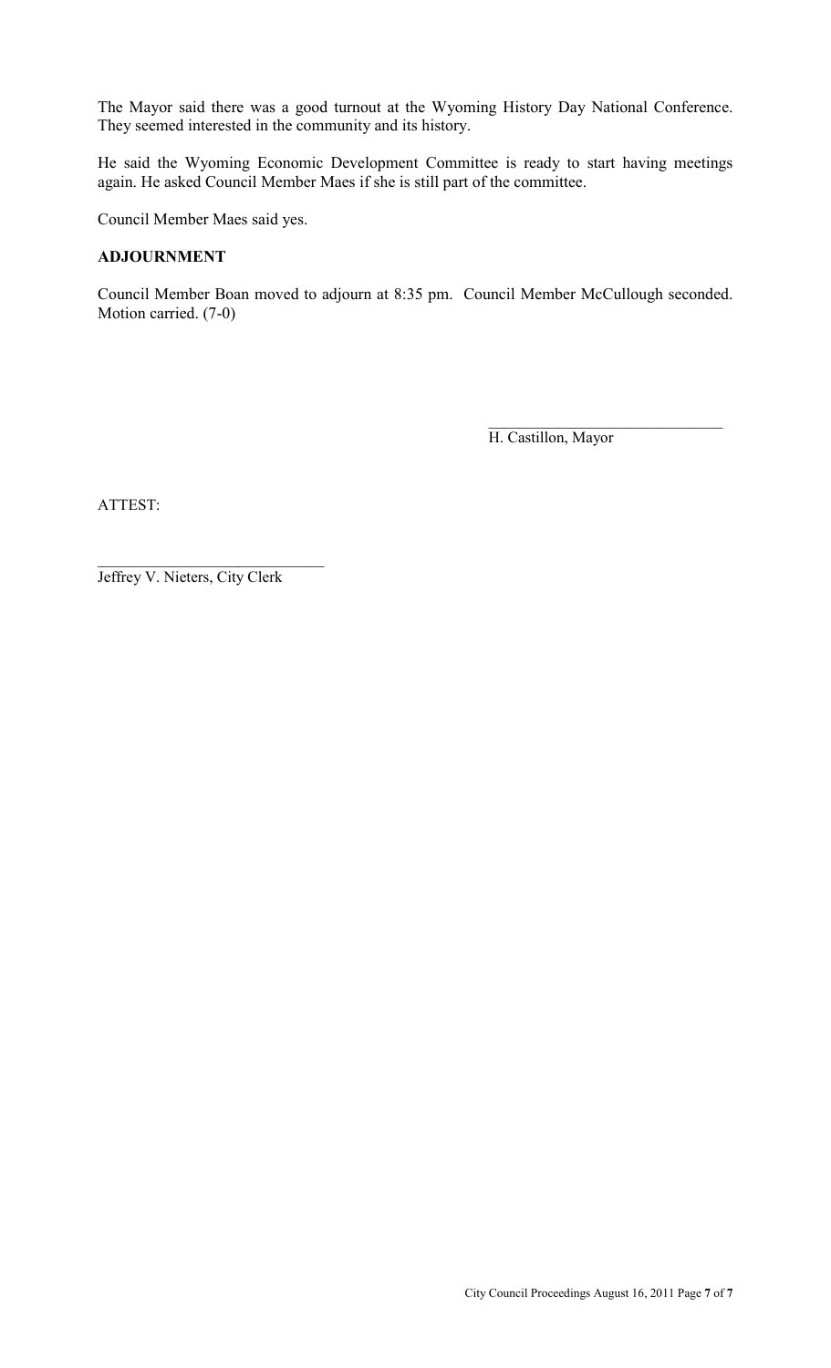The Mayor said there was a good turnout at the Wyoming History Day National Conference. They seemed interested in the community and its history.

He said the Wyoming Economic Development Committee is ready to start having meetings again. He asked Council Member Maes if she is still part of the committee.

Council Member Maes said yes.

**ADJOURNMENT**

Council Member Boan moved to adjourn at 8:35 pm. Council Member McCullough seconded. Motion carried. (7-0)

_______________________________
H. Castillon, Mayor

ATTEST:

_______________________________
Jeffrey V. Nieters, City Clerk